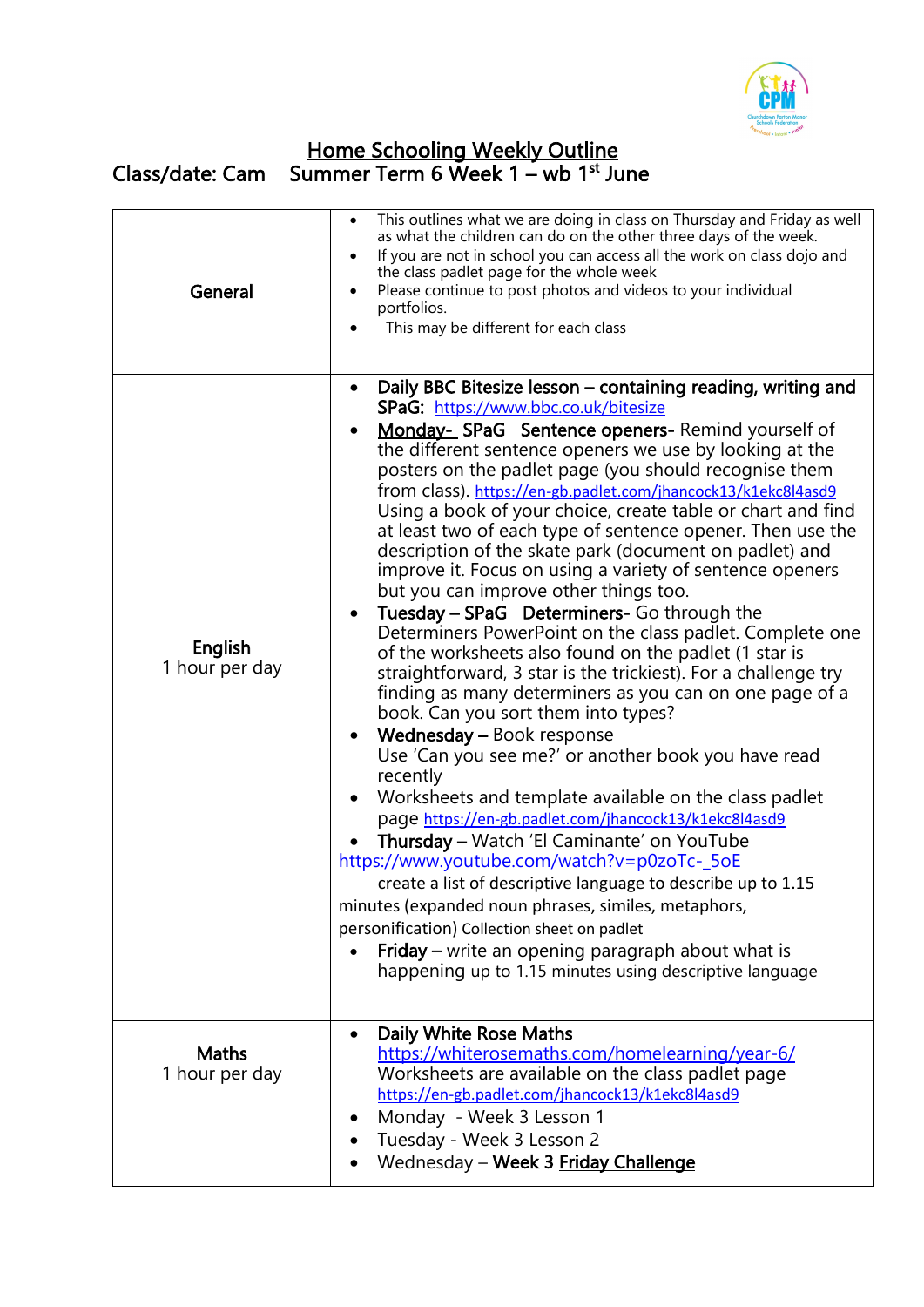# Home Schooling Weekly Outline

**Class/date: Cam    Summer Term 6 Week 1 – wb 1st June**

| | |
|---|---|
| **General** | • This outlines what we are doing in class on Thursday and Friday as well as what the children can do on the other three days of the week.<br>• If you are not in school you can access all the work on class dojo and the class padlet page for the whole week<br>• Please continue to post photos and videos to your individual portfolios.<br>• This may be different for each class |
| **English**<br>1 hour per day | • **Daily BBC Bitesize lesson – containing reading, writing and SPaG:** https://www.bbc.co.uk/bitesize<br>• **Monday- SPaG Sentence openers-** Remind yourself of the different sentence openers we use by looking at the posters on the padlet page (you should recognise them from class). https://en-gb.padlet.com/jhancock13/k1ekc8l4asd9 Using a book of your choice, create table or chart and find at least two of each type of sentence opener. Then use the description of the skate park (document on padlet) and improve it. Focus on using a variety of sentence openers but you can improve other things too.<br>• **Tuesday – SPaG Determiners-** Go through the Determiners PowerPoint on the class padlet. Complete one of the worksheets also found on the padlet (1 star is straightforward, 3 star is the trickiest). For a challenge try finding as many determiners as you can on one page of a book. Can you sort them into types?<br>• **Wednesday –** Book response<br>Use 'Can you see me?' or another book you have read recently<br>• Worksheets and template available on the class padlet page https://en-gb.padlet.com/jhancock13/k1ekc8l4asd9<br>• **Thursday –** Watch 'El Caminante' on YouTube<br>https://www.youtube.com/watch?v=p0zoTc-_5oE<br>create a list of descriptive language to describe up to 1.15 minutes (expanded noun phrases, similes, metaphors, personification) Collection sheet on padlet<br>• **Friday –** write an opening paragraph about what is happening up to 1.15 minutes using descriptive language |
| **Maths**<br>1 hour per day | • **Daily White Rose Maths**<br>https://whiterosemaths.com/homelearning/year-6/<br>Worksheets are available on the class padlet page<br>https://en-gb.padlet.com/jhancock13/k1ekc8l4asd9<br>• Monday - Week 3 Lesson 1<br>• Tuesday - Week 3 Lesson 2<br>• Wednesday – **Week 3 Friday Challenge** |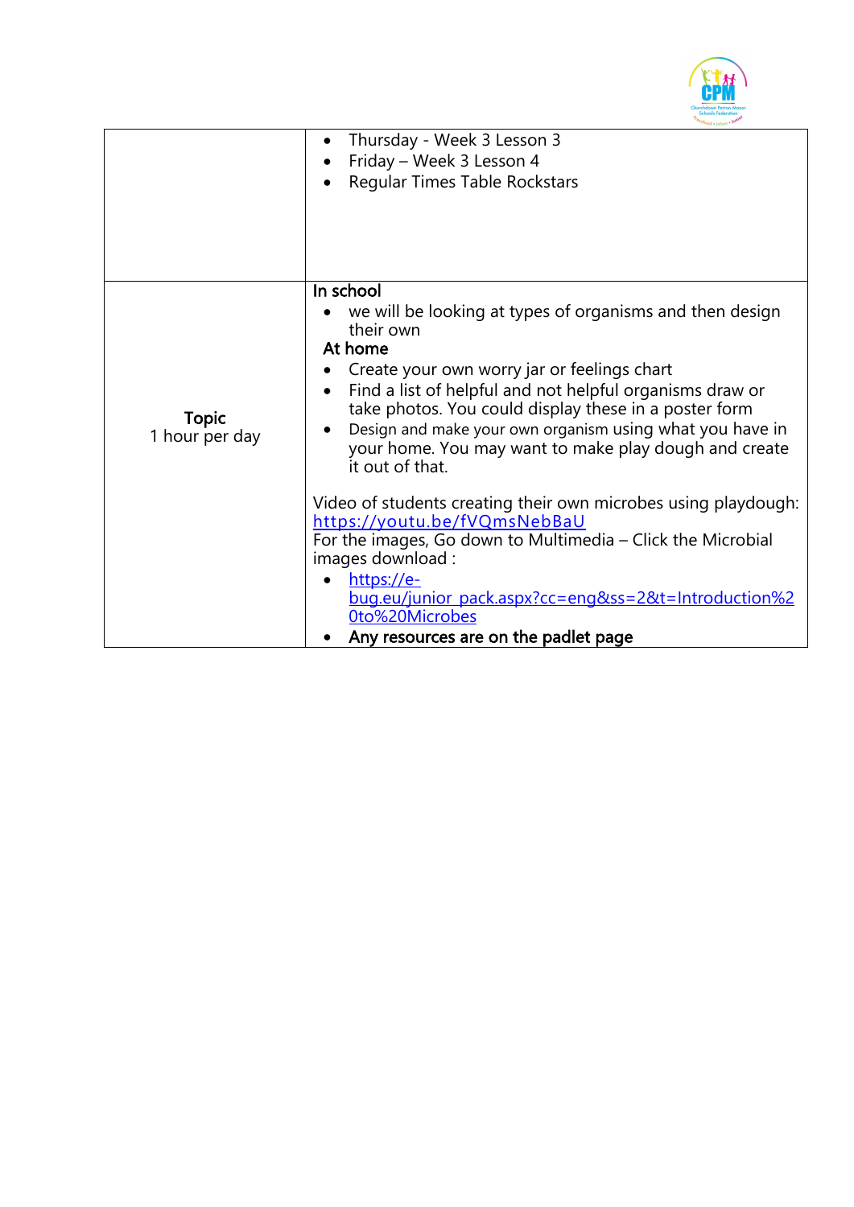| | |
|---|---|
| | • Thursday - Week 3 Lesson 3<br>• Friday – Week 3 Lesson 4<br>• Regular Times Table Rockstars |
| **Topic**<br>1 hour per day | **In school**<br>• we will be looking at types of organisms and then design their own<br>**At home**<br>• Create your own worry jar or feelings chart<br>• Find a list of helpful and not helpful organisms draw or take photos. You could display these in a poster form<br>• Design and make your own organism using what you have in your home. You may want to make play dough and create it out of that.<br><br>Video of students creating their own microbes using playdough: https://youtu.be/fVQmsNebBaU<br>For the images, Go down to Multimedia – Click the Microbial images download :<br>• https://e-bug.eu/junior_pack.aspx?cc=eng&ss=2&t=Introduction%20to%20Microbes<br>• **Any resources are on the padlet page** |